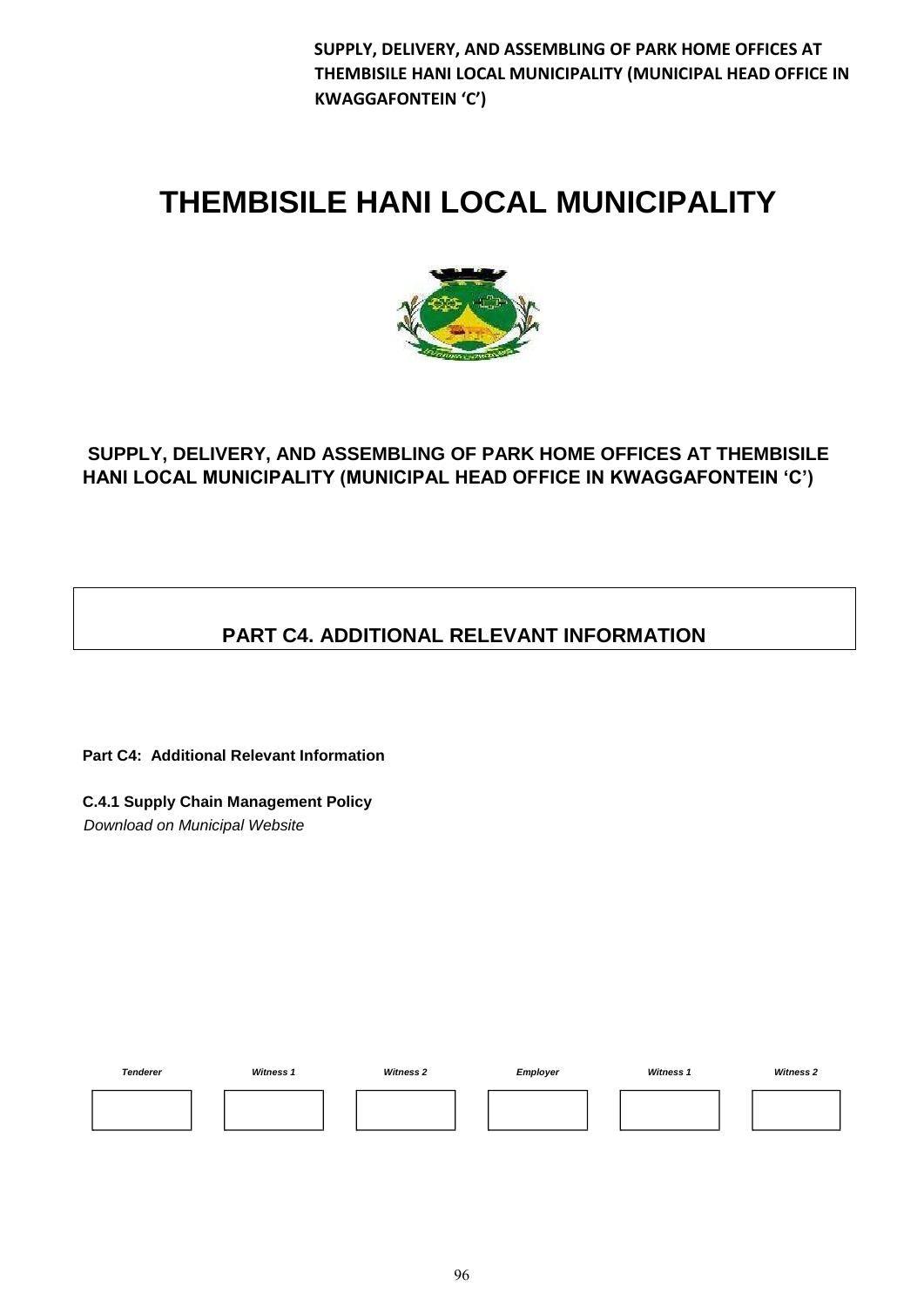# THEMBISILE HANI LOCAL MUNICIPALITY

**SUPPLY, DELIVERY, AND ASSEMBLING OF PARK HOME OFFICES AT THEMBISILE HANI LOCAL MUNICIPALITY (MUNICIPAL HEAD OFFICE IN KWAGGAFONTEIN 'C')**

## PART C4. ADDITIONAL RELEVANT INFORMATION

**Part C4: Additional Relevant Information**

**C.4.1 Supply Chain Management Policy**

*Download on Municipal Website*

| *Tenderer* | *Witness 1* | *Witness 2* | *Employer* | *Witness 1* | *Witness 2* |
|---|---|---|---|---|---|
| | | | | | |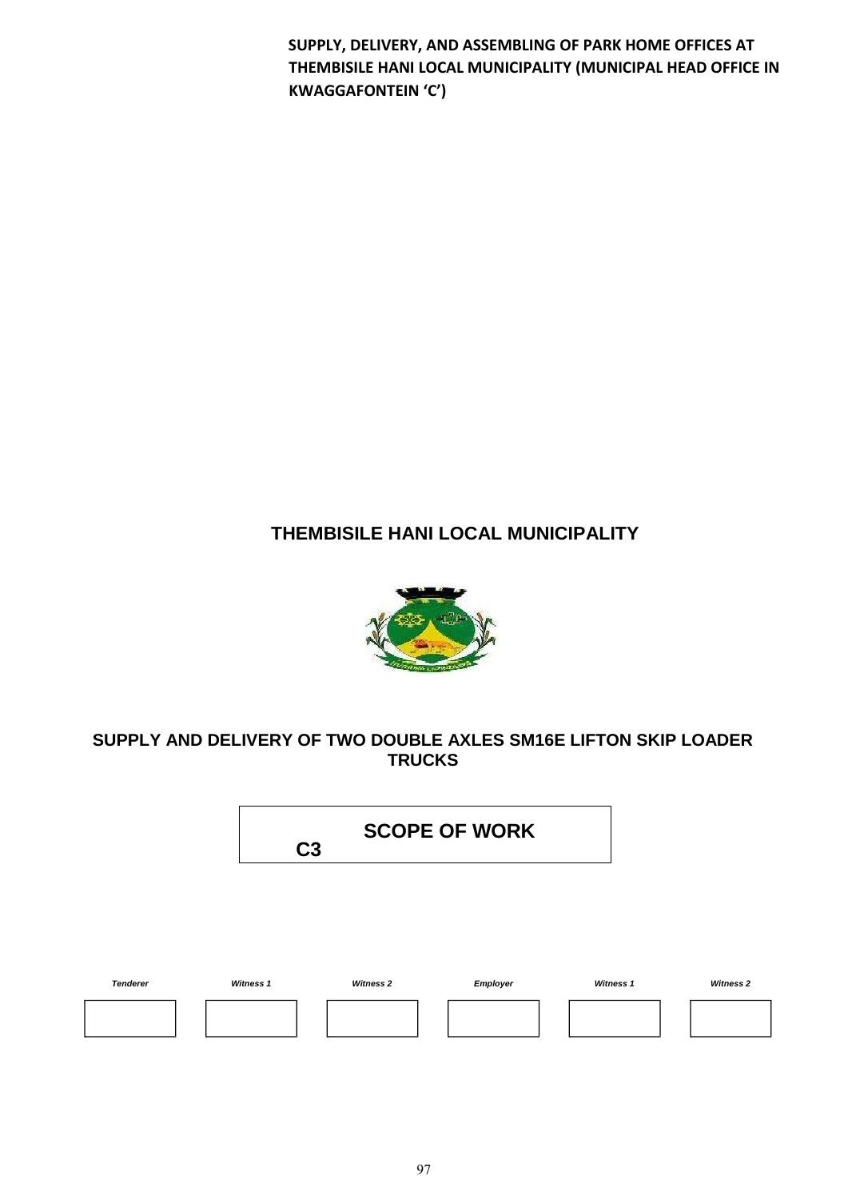**SUPPLY, DELIVERY, AND ASSEMBLING OF PARK HOME OFFICES AT THEMBISILE HANI LOCAL MUNICIPALITY (MUNICIPAL HEAD OFFICE IN KWAGGAFONTEIN 'C')**

# THEMBISILE HANI LOCAL MUNICIPALITY

## SUPPLY AND DELIVERY OF TWO DOUBLE AXLES SM16E LIFTON SKIP LOADER TRUCKS

## C3 SCOPE OF WORK

| *Tenderer* | *Witness 1* | *Witness 2* | *Employer* | *Witness 1* | *Witness 2* |
|---|---|---|---|---|---|
| | | | | | |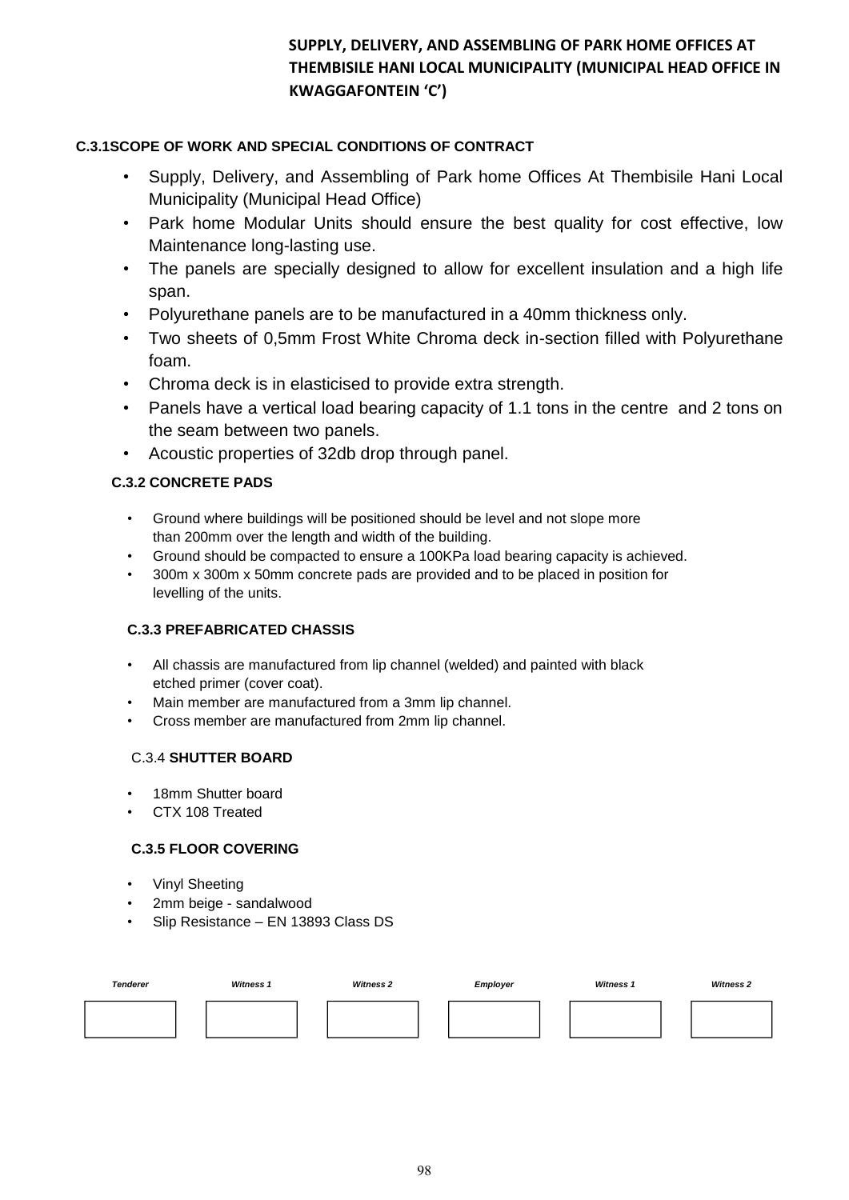**SUPPLY, DELIVERY, AND ASSEMBLING OF PARK HOME OFFICES AT THEMBISILE HANI LOCAL MUNICIPALITY (MUNICIPAL HEAD OFFICE IN KWAGGAFONTEIN 'C')**

### C.3.1SCOPE OF WORK AND SPECIAL CONDITIONS OF CONTRACT

- Supply, Delivery, and Assembling of Park home Offices At Thembisile Hani Local Municipality (Municipal Head Office)
- Park home Modular Units should ensure the best quality for cost effective, low Maintenance long-lasting use.
- The panels are specially designed to allow for excellent insulation and a high life span.
- Polyurethane panels are to be manufactured in a 40mm thickness only.
- Two sheets of 0,5mm Frost White Chroma deck in-section filled with Polyurethane foam.
- Chroma deck is in elasticised to provide extra strength.
- Panels have a vertical load bearing capacity of 1.1 tons in the centre and 2 tons on the seam between two panels.
- Acoustic properties of 32db drop through panel.

### C.3.2 CONCRETE PADS

- Ground where buildings will be positioned should be level and not slope more than 200mm over the length and width of the building.
- Ground should be compacted to ensure a 100KPa load bearing capacity is achieved.
- 300m x 300m x 50mm concrete pads are provided and to be placed in position for levelling of the units.

### C.3.3 PREFABRICATED CHASSIS

- All chassis are manufactured from lip channel (welded) and painted with black etched primer (cover coat).
- Main member are manufactured from a 3mm lip channel.
- Cross member are manufactured from 2mm lip channel.

### C.3.4 SHUTTER BOARD

- 18mm Shutter board
- CTX 108 Treated

### C.3.5 FLOOR COVERING

- Vinyl Sheeting
- 2mm beige - sandalwood
- Slip Resistance – EN 13893 Class DS

| *Tenderer* | *Witness 1* | *Witness 2* | *Employer* | *Witness 1* | *Witness 2* |
|---|---|---|---|---|---|
| | | | | | |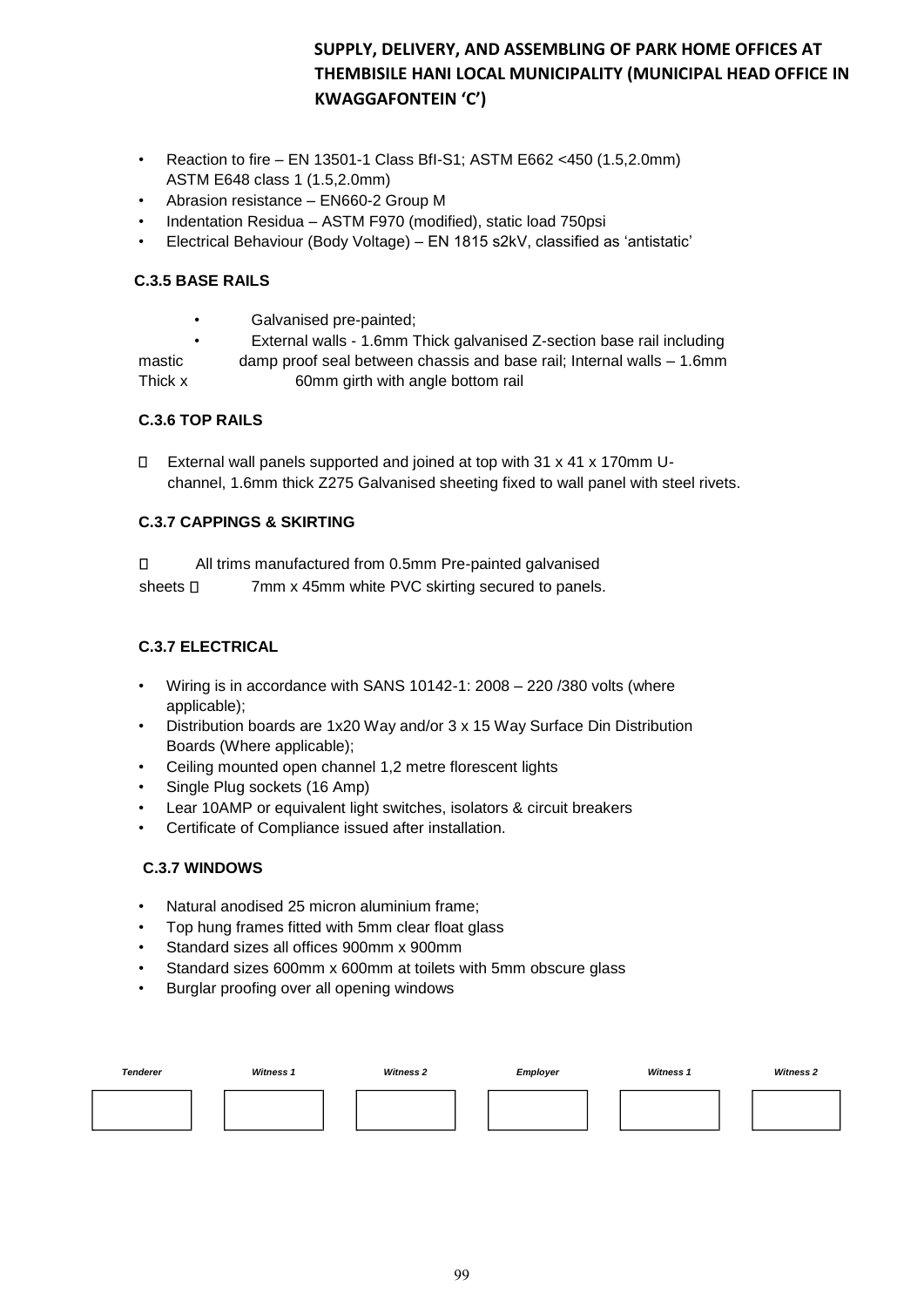- Reaction to fire – EN 13501-1 Class BfI-S1; ASTM E662 <450 (1.5,2.0mm) ASTM E648 class 1 (1.5,2.0mm)
- Abrasion resistance – EN660-2 Group M
- Indentation Residua – ASTM F970 (modified), static load 750psi
- Electrical Behaviour (Body Voltage) – EN 1815 s2kV, classified as 'antistatic'

### C.3.5 BASE RAILS

- Galvanised pre-painted;
- External walls - 1.6mm Thick galvanised Z-section base rail including mastic damp proof seal between chassis and base rail; Internal walls – 1.6mm Thick x 60mm girth with angle bottom rail

### C.3.6 TOP RAILS

- External wall panels supported and joined at top with 31 x 41 x 170mm U-channel, 1.6mm thick Z275 Galvanised sheeting fixed to wall panel with steel rivets.

### C.3.7 CAPPINGS & SKIRTING

- All trims manufactured from 0.5mm Pre-painted galvanised sheets
- 7mm x 45mm white PVC skirting secured to panels.

### C.3.7 ELECTRICAL

- Wiring is in accordance with SANS 10142-1: 2008 – 220 /380 volts (where applicable);
- Distribution boards are 1x20 Way and/or 3 x 15 Way Surface Din Distribution Boards (Where applicable);
- Ceiling mounted open channel 1,2 metre florescent lights
- Single Plug sockets (16 Amp)
- Lear 10AMP or equivalent light switches, isolators & circuit breakers
- Certificate of Compliance issued after installation.

### C.3.7 WINDOWS

- Natural anodised 25 micron aluminium frame;
- Top hung frames fitted with 5mm clear float glass
- Standard sizes all offices 900mm x 900mm
- Standard sizes 600mm x 600mm at toilets with 5mm obscure glass
- Burglar proofing over all opening windows

| *Tenderer* | *Witness 1* | *Witness 2* | *Employer* | *Witness 1* | *Witness 2* |
|---|---|---|---|---|---|
| | | | | | |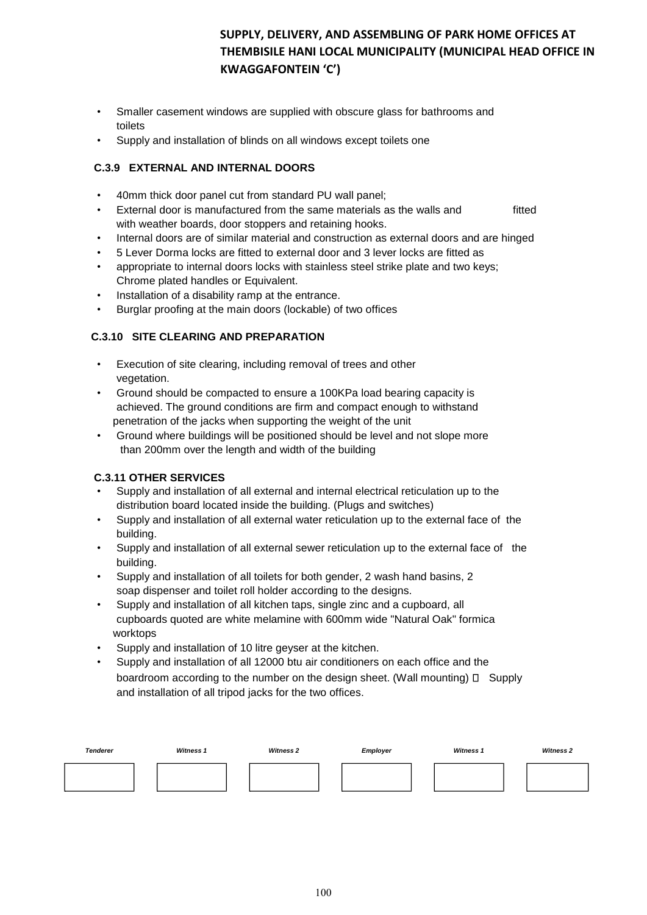- Smaller casement windows are supplied with obscure glass for bathrooms and toilets
- Supply and installation of blinds on all windows except toilets one

### C.3.9 EXTERNAL AND INTERNAL DOORS

- 40mm thick door panel cut from standard PU wall panel;
- External door is manufactured from the same materials as the walls and fitted with weather boards, door stoppers and retaining hooks.
- Internal doors are of similar material and construction as external doors and are hinged
- 5 Lever Dorma locks are fitted to external door and 3 lever locks are fitted as
- appropriate to internal doors locks with stainless steel strike plate and two keys; Chrome plated handles or Equivalent.
- Installation of a disability ramp at the entrance.
- Burglar proofing at the main doors (lockable) of two offices

### C.3.10 SITE CLEARING AND PREPARATION

- Execution of site clearing, including removal of trees and other vegetation.
- Ground should be compacted to ensure a 100KPa load bearing capacity is achieved. The ground conditions are firm and compact enough to withstand penetration of the jacks when supporting the weight of the unit
- Ground where buildings will be positioned should be level and not slope more than 200mm over the length and width of the building

### C.3.11 OTHER SERVICES

- Supply and installation of all external and internal electrical reticulation up to the distribution board located inside the building. (Plugs and switches)
- Supply and installation of all external water reticulation up to the external face of the building.
- Supply and installation of all external sewer reticulation up to the external face of the building.
- Supply and installation of all toilets for both gender, 2 wash hand basins, 2 soap dispenser and toilet roll holder according to the designs.
- Supply and installation of all kitchen taps, single zinc and a cupboard, all cupboards quoted are white melamine with 600mm wide "Natural Oak" formica worktops
- Supply and installation of 10 litre geyser at the kitchen.
- Supply and installation of all 12000 btu air conditioners on each office and the boardroom according to the number on the design sheet. (Wall mounting)
- Supply and installation of all tripod jacks for the two offices.

| Tenderer | Witness 1 | Witness 2 | Employer | Witness 1 | Witness 2 |
|---|---|---|---|---|---|
| | | | | | |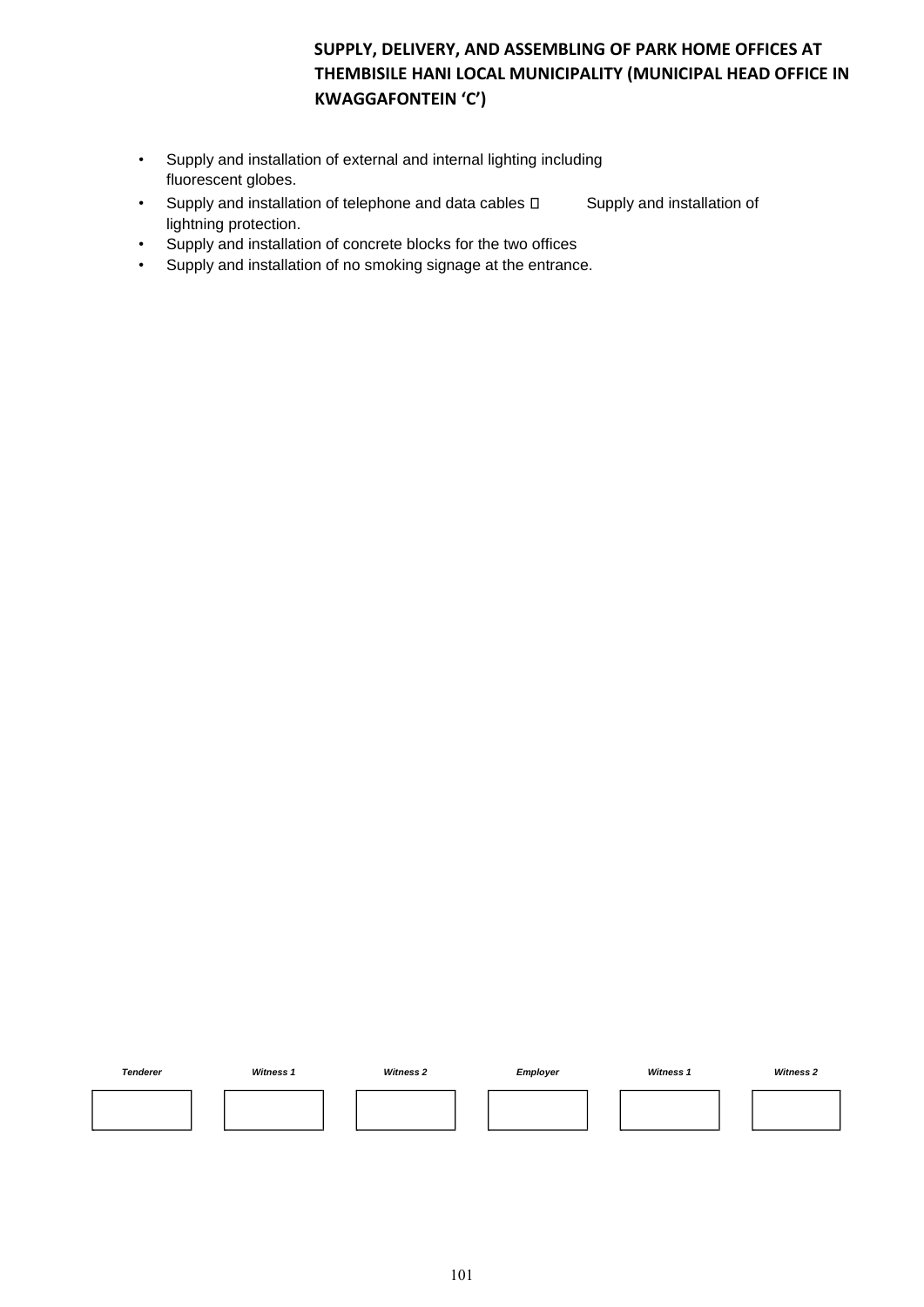- Supply and installation of external and internal lighting including fluorescent globes.
- Supply and installation of telephone and data cables  Supply and installation of lightning protection.
- Supply and installation of concrete blocks for the two offices
- Supply and installation of no smoking signage at the entrance.

| *Tenderer* | *Witness 1* | *Witness 2* | *Employer* | *Witness 1* | *Witness 2* |
| --- | --- | --- | --- | --- | --- |
| | | | | | |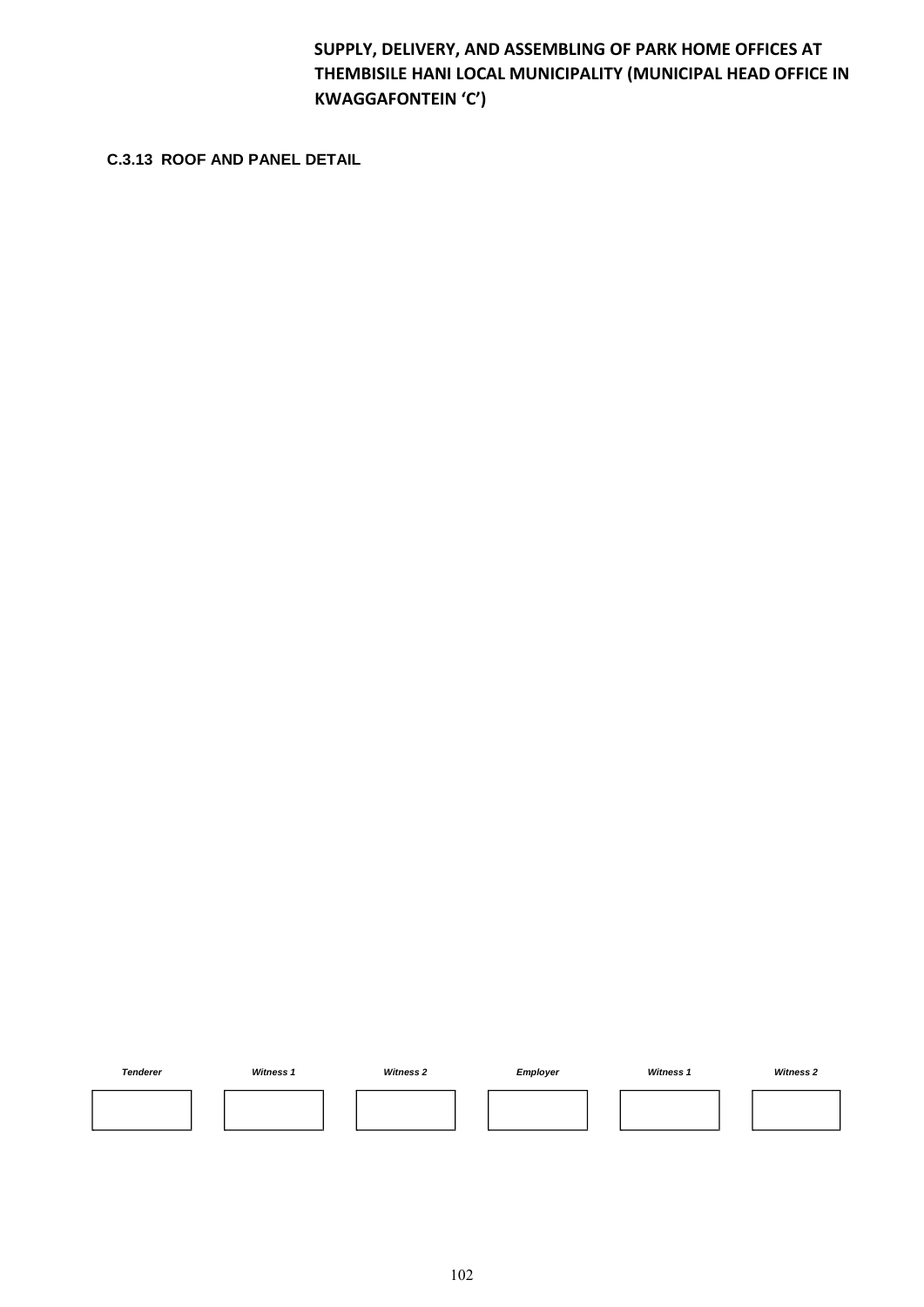## C.3.13 ROOF AND PANEL DETAIL

| *Tenderer* | *Witness 1* | *Witness 2* | *Employer* | *Witness 1* | *Witness 2* |
|---|---|---|---|---|---|
| | | | | | |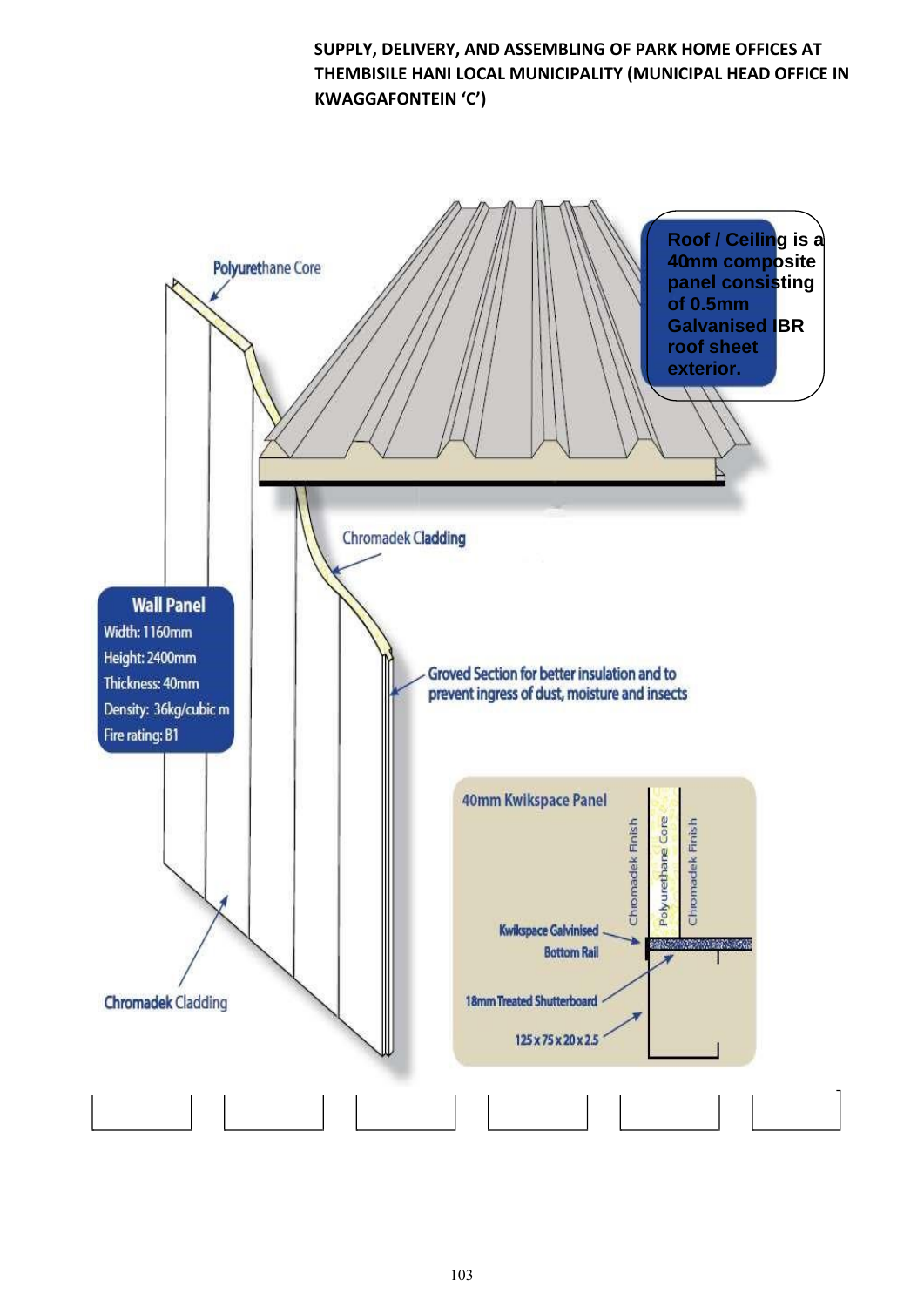**SUPPLY, DELIVERY, AND ASSEMBLING OF PARK HOME OFFICES AT THEMBISILE HANI LOCAL MUNICIPALITY (MUNICIPAL HEAD OFFICE IN KWAGGAFONTEIN 'C')**

**Roof / Ceiling is a 40mm composite panel consisting of 0.5mm Galvanised IBR roof sheet exterior.**

Polyurethane Core

Chromadek Cladding

**Wall Panel**
Width: 1160mm
Height: 2400mm
Thickness: 40mm
Density: 36kg/cubic m
Fire rating: B1

Groved Section for better insulation and to prevent ingress of dust, moisture and insects

40mm Kwikspace Panel

Chromadek Finish

Polyurethane Core

Chromadek Finish

Kwikspace Galvinised Bottom Rail

18mm Treated Shutterboard

125 x 75 x 20 x 2.5

Chromadek Cladding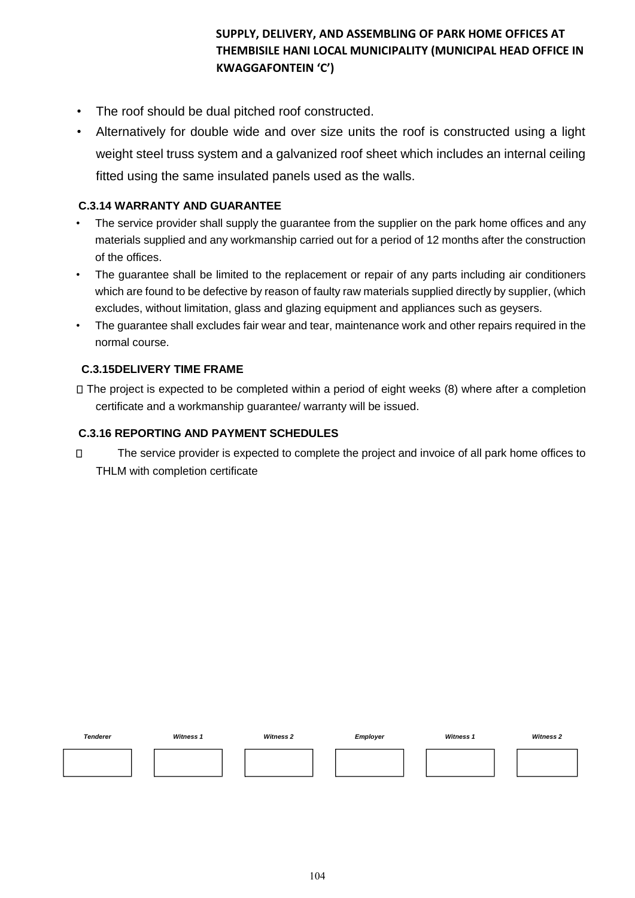- The roof should be dual pitched roof constructed.
- Alternatively for double wide and over size units the roof is constructed using a light weight steel truss system and a galvanized roof sheet which includes an internal ceiling fitted using the same insulated panels used as the walls.

### C.3.14 WARRANTY AND GUARANTEE

- The service provider shall supply the guarantee from the supplier on the park home offices and any materials supplied and any workmanship carried out for a period of 12 months after the construction of the offices.
- The guarantee shall be limited to the replacement or repair of any parts including air conditioners which are found to be defective by reason of faulty raw materials supplied directly by supplier, (which excludes, without limitation, glass and glazing equipment and appliances such as geysers.
- The guarantee shall excludes fair wear and tear, maintenance work and other repairs required in the normal course.

### C.3.15DELIVERY TIME FRAME

- The project is expected to be completed within a period of eight weeks (8) where after a completion certificate and a workmanship guarantee/ warranty will be issued.

### C.3.16 REPORTING AND PAYMENT SCHEDULES

- The service provider is expected to complete the project and invoice of all park home offices to THLM with completion certificate

| *Tenderer* | *Witness 1* | *Witness 2* | *Employer* | *Witness 1* | *Witness 2* |
|---|---|---|---|---|---|
| | | | | | |